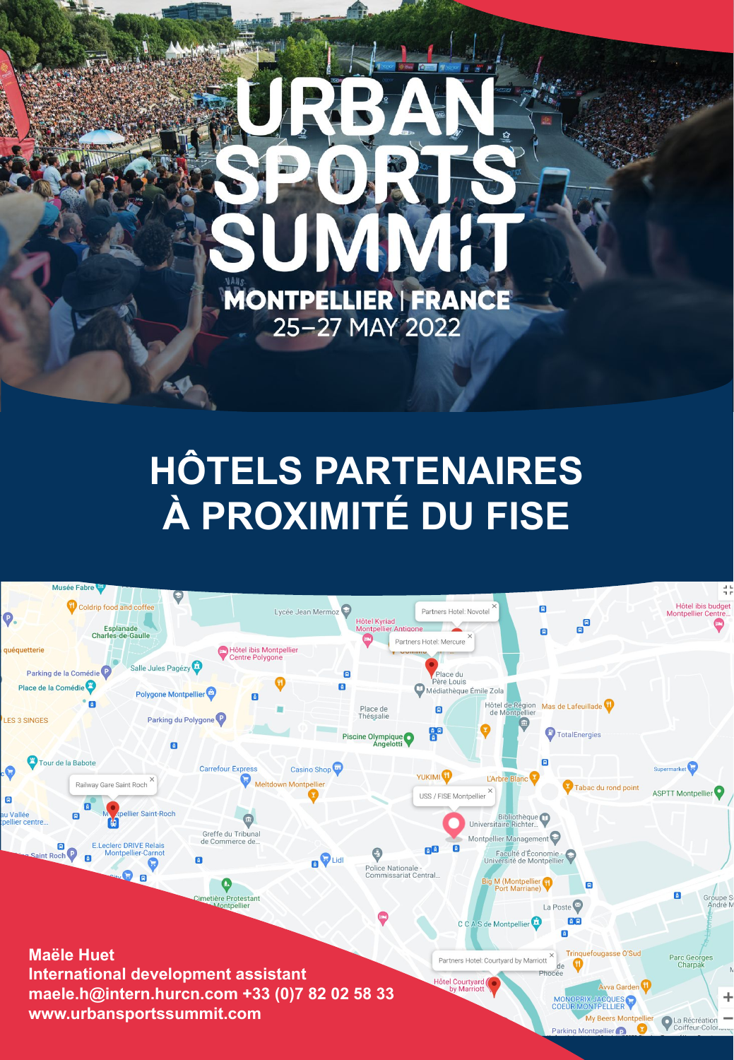# URBAN SPORTS SUMMIT

**MONTPELLIER | FRANCE**

25–27 MAY 2022

## HÔTELS PARTENAIRES À PROXIMITÉ DU FISE

Partners Hotel: Novotel

Partners Hotel: Mercure

Railway Gare Saint Roch

USS / FISE Montpellier

Partners Hotel: Courtyard by Marriott

**Maële Huet**
**International development assistant**
**maele.h@intern.hurcn.com +33 (0)7 82 02 58 33**
**www.urbansportssummit.com**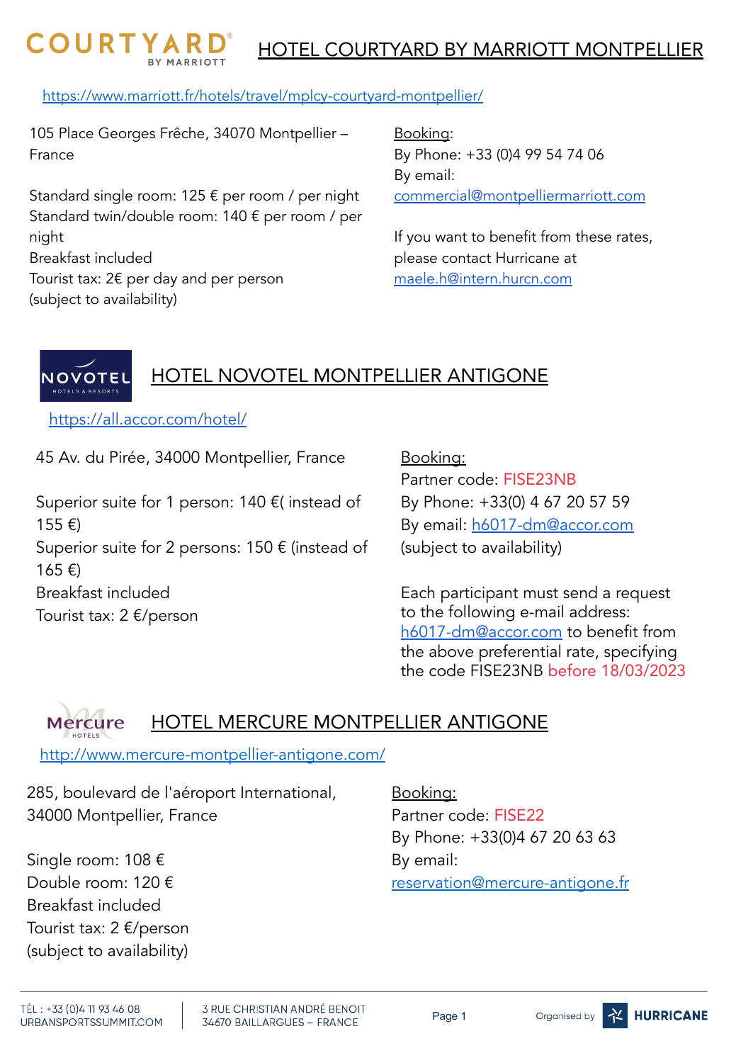## HOTEL COURTYARD BY MARRIOTT MONTPELLIER

https://www.marriott.fr/hotels/travel/mplcy-courtyard-montpellier/

105 Place Georges Frêche, 34070 Montpellier – France

Standard single room: 125 € per room / per night
Standard twin/double room: 140 € per room / per night
Breakfast included
Tourist tax: 2€ per day and per person
(subject to availability)

Booking:
By Phone: +33 (0)4 99 54 74 06
By email: commercial@montpelliermarriott.com

If you want to benefit from these rates, please contact Hurricane at maele.h@intern.hurcn.com

## HOTEL NOVOTEL MONTPELLIER ANTIGONE

https://all.accor.com/hotel/

45 Av. du Pirée, 34000 Montpellier, France

Superior suite for 1 person: 140 €( instead of 155 €)
Superior suite for 2 persons: 150 € (instead of 165 €)
Breakfast included
Tourist tax: 2 €/person

Booking:
Partner code: FISE23NB
By Phone: +33(0) 4 67 20 57 59
By email: h6017-dm@accor.com
(subject to availability)

Each participant must send a request to the following e-mail address: h6017-dm@accor.com to benefit from the above preferential rate, specifying the code FISE23NB before 18/03/2023

## HOTEL MERCURE MONTPELLIER ANTIGONE

http://www.mercure-montpellier-antigone.com/

285, boulevard de l'aéroport International, 34000 Montpellier, France

Single room: 108 €
Double room: 120 €
Breakfast included
Tourist tax: 2 €/person
(subject to availability)

Booking:
Partner code: FISE22
By Phone: +33(0)4 67 20 63 63
By email: reservation@mercure-antigone.fr